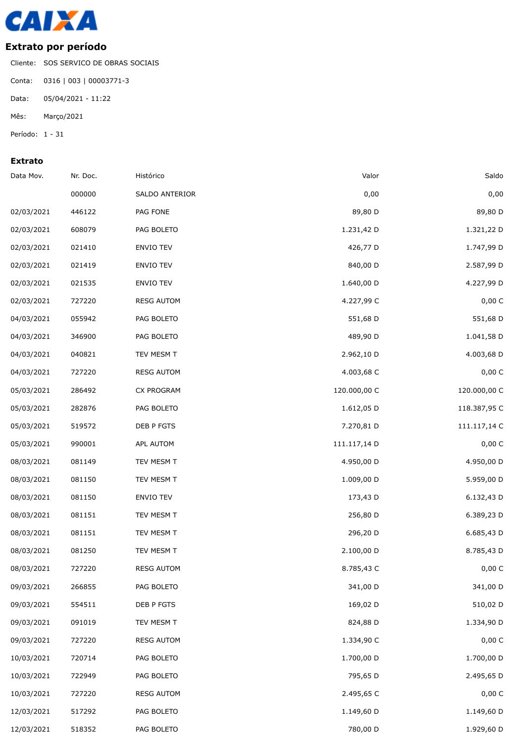CAIXA

## Extrato por período

Cliente: SOS SERVICO DE OBRAS SOCIAIS

Conta: 0316 | 003 | 00003771-3

Data: 05/04/2021 - 11:22

Mês: Março/2021

Período: 1 - 31

### Extrato

| Data Mov. | Nr. Doc. | Histórico | Valor | Saldo |
|---|---|---|---|---|
| | 000000 | SALDO ANTERIOR | 0,00 | 0,00 |
| 02/03/2021 | 446122 | PAG FONE | 89,80 D | 89,80 D |
| 02/03/2021 | 608079 | PAG BOLETO | 1.231,42 D | 1.321,22 D |
| 02/03/2021 | 021410 | ENVIO TEV | 426,77 D | 1.747,99 D |
| 02/03/2021 | 021419 | ENVIO TEV | 840,00 D | 2.587,99 D |
| 02/03/2021 | 021535 | ENVIO TEV | 1.640,00 D | 4.227,99 D |
| 02/03/2021 | 727220 | RESG AUTOM | 4.227,99 C | 0,00 C |
| 04/03/2021 | 055942 | PAG BOLETO | 551,68 D | 551,68 D |
| 04/03/2021 | 346900 | PAG BOLETO | 489,90 D | 1.041,58 D |
| 04/03/2021 | 040821 | TEV MESM T | 2.962,10 D | 4.003,68 D |
| 04/03/2021 | 727220 | RESG AUTOM | 4.003,68 C | 0,00 C |
| 05/03/2021 | 286492 | CX PROGRAM | 120.000,00 C | 120.000,00 C |
| 05/03/2021 | 282876 | PAG BOLETO | 1.612,05 D | 118.387,95 C |
| 05/03/2021 | 519572 | DEB P FGTS | 7.270,81 D | 111.117,14 C |
| 05/03/2021 | 990001 | APL AUTOM | 111.117,14 D | 0,00 C |
| 08/03/2021 | 081149 | TEV MESM T | 4.950,00 D | 4.950,00 D |
| 08/03/2021 | 081150 | TEV MESM T | 1.009,00 D | 5.959,00 D |
| 08/03/2021 | 081150 | ENVIO TEV | 173,43 D | 6.132,43 D |
| 08/03/2021 | 081151 | TEV MESM T | 256,80 D | 6.389,23 D |
| 08/03/2021 | 081151 | TEV MESM T | 296,20 D | 6.685,43 D |
| 08/03/2021 | 081250 | TEV MESM T | 2.100,00 D | 8.785,43 D |
| 08/03/2021 | 727220 | RESG AUTOM | 8.785,43 C | 0,00 C |
| 09/03/2021 | 266855 | PAG BOLETO | 341,00 D | 341,00 D |
| 09/03/2021 | 554511 | DEB P FGTS | 169,02 D | 510,02 D |
| 09/03/2021 | 091019 | TEV MESM T | 824,88 D | 1.334,90 D |
| 09/03/2021 | 727220 | RESG AUTOM | 1.334,90 C | 0,00 C |
| 10/03/2021 | 720714 | PAG BOLETO | 1.700,00 D | 1.700,00 D |
| 10/03/2021 | 722949 | PAG BOLETO | 795,65 D | 2.495,65 D |
| 10/03/2021 | 727220 | RESG AUTOM | 2.495,65 C | 0,00 C |
| 12/03/2021 | 517292 | PAG BOLETO | 1.149,60 D | 1.149,60 D |
| 12/03/2021 | 518352 | PAG BOLETO | 780,00 D | 1.929,60 D |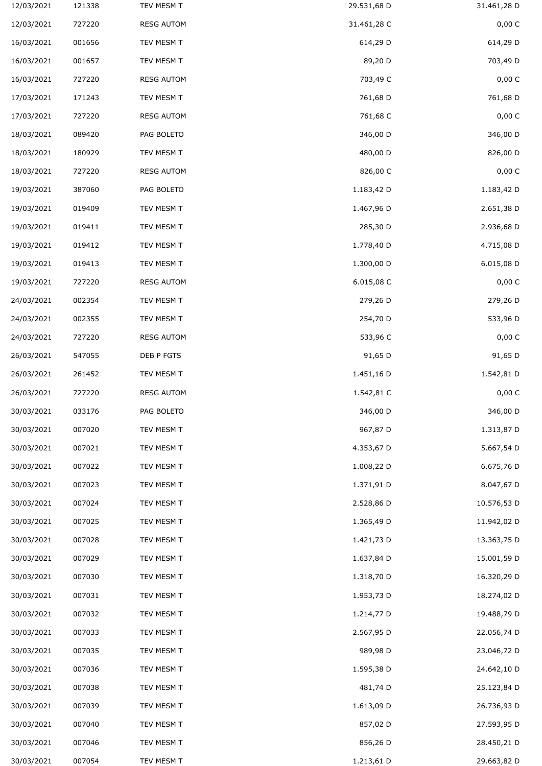| | | | | |
|---|---|---|---|---|
| 12/03/2021 | 121338 | TEV MESM T | 29.531,68 D | 31.461,28 D |
| 12/03/2021 | 727220 | RESG AUTOM | 31.461,28 C | 0,00 C |
| 16/03/2021 | 001656 | TEV MESM T | 614,29 D | 614,29 D |
| 16/03/2021 | 001657 | TEV MESM T | 89,20 D | 703,49 D |
| 16/03/2021 | 727220 | RESG AUTOM | 703,49 C | 0,00 C |
| 17/03/2021 | 171243 | TEV MESM T | 761,68 D | 761,68 D |
| 17/03/2021 | 727220 | RESG AUTOM | 761,68 C | 0,00 C |
| 18/03/2021 | 089420 | PAG BOLETO | 346,00 D | 346,00 D |
| 18/03/2021 | 180929 | TEV MESM T | 480,00 D | 826,00 D |
| 18/03/2021 | 727220 | RESG AUTOM | 826,00 C | 0,00 C |
| 19/03/2021 | 387060 | PAG BOLETO | 1.183,42 D | 1.183,42 D |
| 19/03/2021 | 019409 | TEV MESM T | 1.467,96 D | 2.651,38 D |
| 19/03/2021 | 019411 | TEV MESM T | 285,30 D | 2.936,68 D |
| 19/03/2021 | 019412 | TEV MESM T | 1.778,40 D | 4.715,08 D |
| 19/03/2021 | 019413 | TEV MESM T | 1.300,00 D | 6.015,08 D |
| 19/03/2021 | 727220 | RESG AUTOM | 6.015,08 C | 0,00 C |
| 24/03/2021 | 002354 | TEV MESM T | 279,26 D | 279,26 D |
| 24/03/2021 | 002355 | TEV MESM T | 254,70 D | 533,96 D |
| 24/03/2021 | 727220 | RESG AUTOM | 533,96 C | 0,00 C |
| 26/03/2021 | 547055 | DEB P FGTS | 91,65 D | 91,65 D |
| 26/03/2021 | 261452 | TEV MESM T | 1.451,16 D | 1.542,81 D |
| 26/03/2021 | 727220 | RESG AUTOM | 1.542,81 C | 0,00 C |
| 30/03/2021 | 033176 | PAG BOLETO | 346,00 D | 346,00 D |
| 30/03/2021 | 007020 | TEV MESM T | 967,87 D | 1.313,87 D |
| 30/03/2021 | 007021 | TEV MESM T | 4.353,67 D | 5.667,54 D |
| 30/03/2021 | 007022 | TEV MESM T | 1.008,22 D | 6.675,76 D |
| 30/03/2021 | 007023 | TEV MESM T | 1.371,91 D | 8.047,67 D |
| 30/03/2021 | 007024 | TEV MESM T | 2.528,86 D | 10.576,53 D |
| 30/03/2021 | 007025 | TEV MESM T | 1.365,49 D | 11.942,02 D |
| 30/03/2021 | 007028 | TEV MESM T | 1.421,73 D | 13.363,75 D |
| 30/03/2021 | 007029 | TEV MESM T | 1.637,84 D | 15.001,59 D |
| 30/03/2021 | 007030 | TEV MESM T | 1.318,70 D | 16.320,29 D |
| 30/03/2021 | 007031 | TEV MESM T | 1.953,73 D | 18.274,02 D |
| 30/03/2021 | 007032 | TEV MESM T | 1.214,77 D | 19.488,79 D |
| 30/03/2021 | 007033 | TEV MESM T | 2.567,95 D | 22.056,74 D |
| 30/03/2021 | 007035 | TEV MESM T | 989,98 D | 23.046,72 D |
| 30/03/2021 | 007036 | TEV MESM T | 1.595,38 D | 24.642,10 D |
| 30/03/2021 | 007038 | TEV MESM T | 481,74 D | 25.123,84 D |
| 30/03/2021 | 007039 | TEV MESM T | 1.613,09 D | 26.736,93 D |
| 30/03/2021 | 007040 | TEV MESM T | 857,02 D | 27.593,95 D |
| 30/03/2021 | 007046 | TEV MESM T | 856,26 D | 28.450,21 D |
| 30/03/2021 | 007054 | TEV MESM T | 1.213,61 D | 29.663,82 D |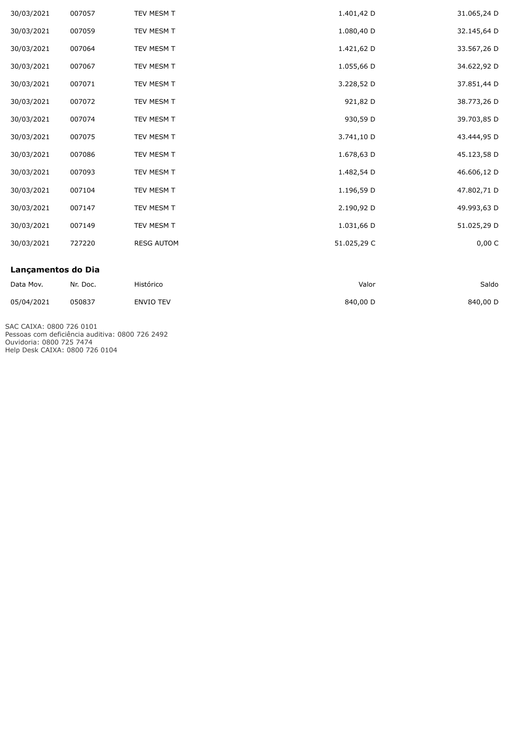| | | | | |
|---|---|---|---|---|
| 30/03/2021 | 007057 | TEV MESM T | 1.401,42 D | 31.065,24 D |
| 30/03/2021 | 007059 | TEV MESM T | 1.080,40 D | 32.145,64 D |
| 30/03/2021 | 007064 | TEV MESM T | 1.421,62 D | 33.567,26 D |
| 30/03/2021 | 007067 | TEV MESM T | 1.055,66 D | 34.622,92 D |
| 30/03/2021 | 007071 | TEV MESM T | 3.228,52 D | 37.851,44 D |
| 30/03/2021 | 007072 | TEV MESM T | 921,82 D | 38.773,26 D |
| 30/03/2021 | 007074 | TEV MESM T | 930,59 D | 39.703,85 D |
| 30/03/2021 | 007075 | TEV MESM T | 3.741,10 D | 43.444,95 D |
| 30/03/2021 | 007086 | TEV MESM T | 1.678,63 D | 45.123,58 D |
| 30/03/2021 | 007093 | TEV MESM T | 1.482,54 D | 46.606,12 D |
| 30/03/2021 | 007104 | TEV MESM T | 1.196,59 D | 47.802,71 D |
| 30/03/2021 | 007147 | TEV MESM T | 2.190,92 D | 49.993,63 D |
| 30/03/2021 | 007149 | TEV MESM T | 1.031,66 D | 51.025,29 D |
| 30/03/2021 | 727220 | RESG AUTOM | 51.025,29 C | 0,00 C |

### Lançamentos do Dia

| Data Mov. | Nr. Doc. | Histórico | Valor | Saldo |
|---|---|---|---|---|
| 05/04/2021 | 050837 | ENVIO TEV | 840,00 D | 840,00 D |

SAC CAIXA: 0800 726 0101
Pessoas com deficiência auditiva: 0800 726 2492
Ouvidoria: 0800 725 7474
Help Desk CAIXA: 0800 726 0104